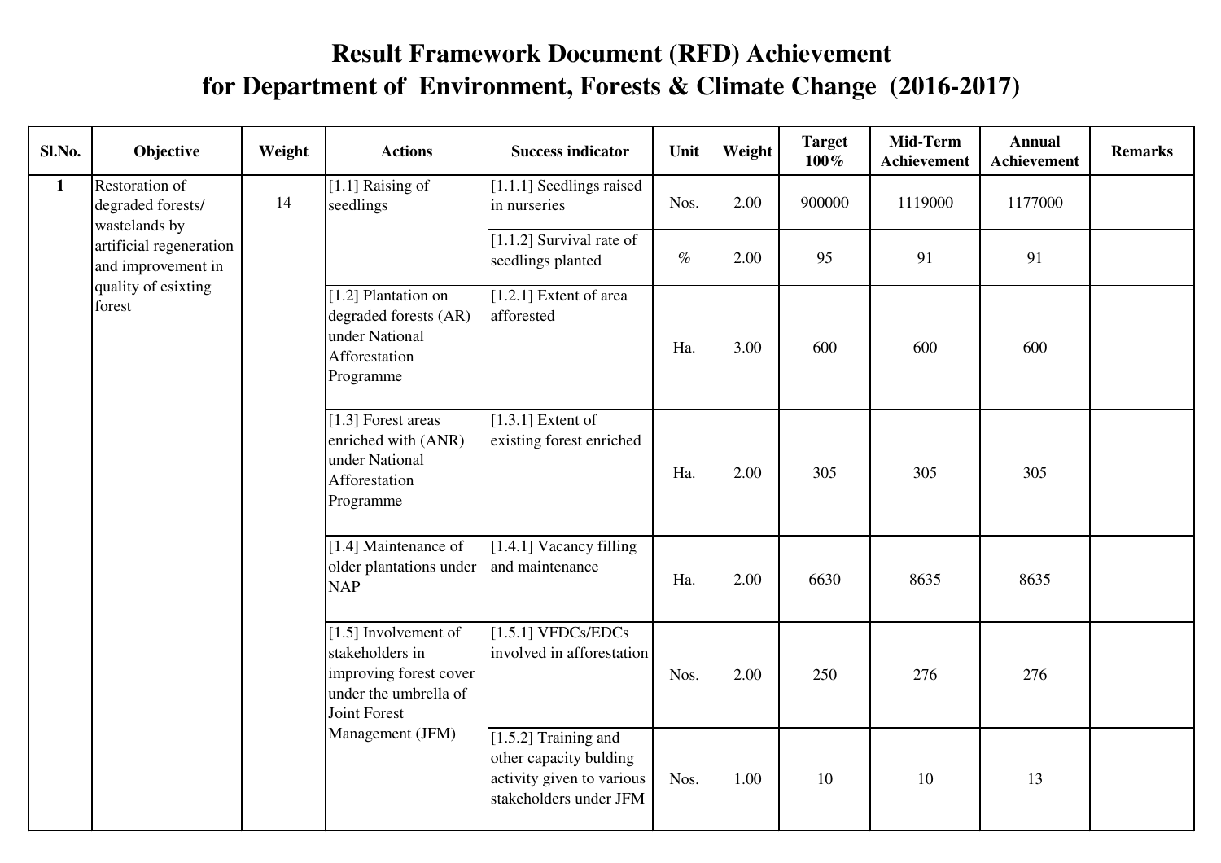# Result Framework Document (RFD) Achievement
# for Department of Environment, Forests & Climate Change (2016-2017)

| Sl.No. | Objective | Weight | Actions | Success indicator | Unit | Weight | Target 100% | Mid-Term Achievement | Annual Achievement | Remarks |
|---|---|---|---|---|---|---|---|---|---|---|
| 1 | Restoration of degraded forests/ wastelands by artificial regeneration and improvement in quality of esixting forest | 14 | [1.1] Raising of seedlings | [1.1.1] Seedlings raised in nurseries | Nos. | 2.00 | 900000 | 1119000 | 1177000 | |
| | | | | [1.1.2] Survival rate of seedlings planted | % | 2.00 | 95 | 91 | 91 | |
| | | | [1.2] Plantation on degraded forests (AR) under National Afforestation Programme | [1.2.1] Extent of area afforested | Ha. | 3.00 | 600 | 600 | 600 | |
| | | | [1.3] Forest areas enriched with (ANR) under National Afforestation Programme | [1.3.1] Extent of existing forest enriched | Ha. | 2.00 | 305 | 305 | 305 | |
| | | | [1.4] Maintenance of older plantations under NAP | [1.4.1] Vacancy filling and maintenance | Ha. | 2.00 | 6630 | 8635 | 8635 | |
| | | | [1.5] Involvement of stakeholders in improving forest cover under the umbrella of Joint Forest Management (JFM) | [1.5.1] VFDCs/EDCs involved in afforestation | Nos. | 2.00 | 250 | 276 | 276 | |
| | | | | [1.5.2] Training and other capacity bulding activity given to various stakeholders under JFM | Nos. | 1.00 | 10 | 10 | 13 | |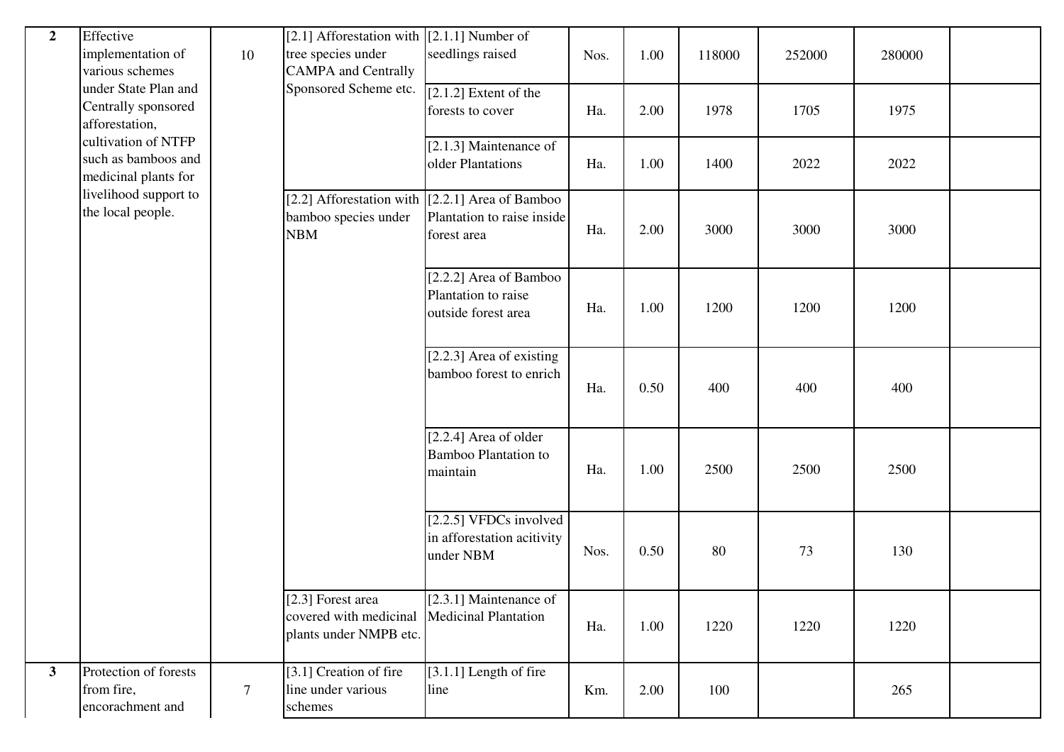| 2 | Effective implementation of various schemes under State Plan and Centrally sponsored afforestation, cultivation of NTFP such as bamboos and medicinal plants for livelihood support to the local people. | 10 | [2.1] Afforestation with tree species under CAMPA and Centrally Sponsored Scheme etc. | [2.1.1] Number of seedlings raised | Nos. | 1.00 | 118000 | 252000 | 280000 | |
|---|---|---|---|---|---|---|---|---|---|---|
| | | | | [2.1.2] Extent of the forests to cover | Ha. | 2.00 | 1978 | 1705 | 1975 | |
| | | | | [2.1.3] Maintenance of older Plantations | Ha. | 1.00 | 1400 | 2022 | 2022 | |
| | | | [2.2] Afforestation with bamboo species under NBM | [2.2.1] Area of Bamboo Plantation to raise inside forest area | Ha. | 2.00 | 3000 | 3000 | 3000 | |
| | | | | [2.2.2] Area of Bamboo Plantation to raise outside forest area | Ha. | 1.00 | 1200 | 1200 | 1200 | |
| | | | | [2.2.3] Area of existing bamboo forest to enrich | Ha. | 0.50 | 400 | 400 | 400 | |
| | | | | [2.2.4] Area of older Bamboo Plantation to maintain | Ha. | 1.00 | 2500 | 2500 | 2500 | |
| | | | | [2.2.5] VFDCs involved in afforestation acitivity under NBM | Nos. | 0.50 | 80 | 73 | 130 | |
| | | | [2.3] Forest area covered with medicinal plants under NMPB etc. | [2.3.1] Maintenance of Medicinal Plantation | Ha. | 1.00 | 1220 | 1220 | 1220 | |
| 3 | Protection of forests from fire, encorachment and | 7 | [3.1] Creation of fire line under various schemes | [3.1.1] Length of fire line | Km. | 2.00 | 100 | | 265 | |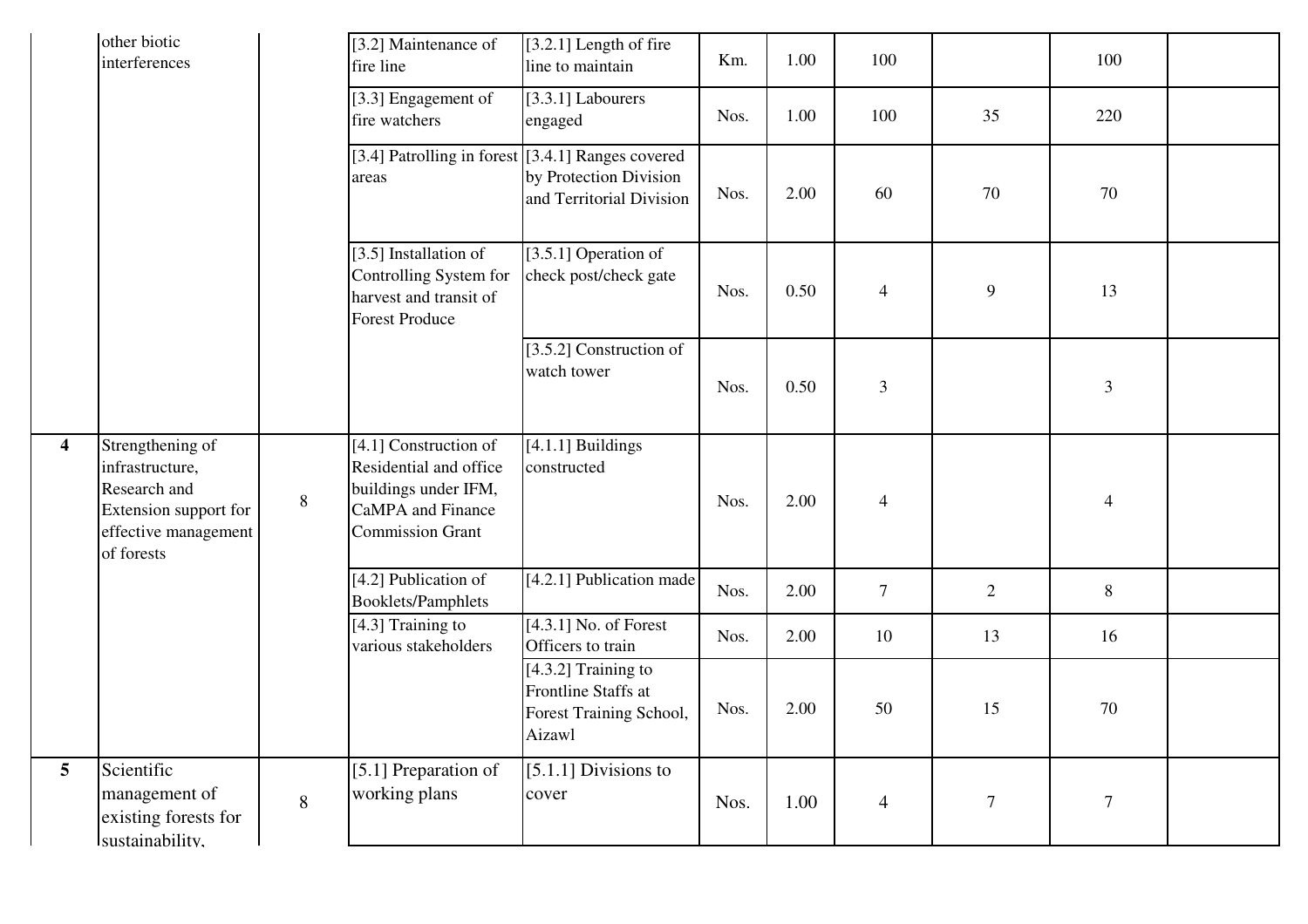| | | | | | | | | | | |
|---|---|---|---|---|---|---|---|---|---|---|
| | other biotic interferences | | [3.2] Maintenance of fire line | [3.2.1] Length of fire line to maintain | Km. | 1.00 | 100 | | 100 | |
| | | | [3.3] Engagement of fire watchers | [3.3.1] Labourers engaged | Nos. | 1.00 | 100 | 35 | 220 | |
| | | | [3.4] Patrolling in forest areas | [3.4.1] Ranges covered by Protection Division and Territorial Division | Nos. | 2.00 | 60 | 70 | 70 | |
| | | | [3.5] Installation of Controlling System for harvest and transit of Forest Produce | [3.5.1] Operation of check post/check gate | Nos. | 0.50 | 4 | 9 | 13 | |
| | | | | [3.5.2] Construction of watch tower | Nos. | 0.50 | 3 | | 3 | |
| **4** | Strengthening of infrastructure, Research and Extension support for effective management of forests | 8 | [4.1] Construction of Residential and office buildings under IFM, CaMPA and Finance Commission Grant | [4.1.1] Buildings constructed | Nos. | 2.00 | 4 | | 4 | |
| | | | [4.2] Publication of Booklets/Pamphlets | [4.2.1] Publication made | Nos. | 2.00 | 7 | 2 | 8 | |
| | | | [4.3] Training to various stakeholders | [4.3.1] No. of Forest Officers to train | Nos. | 2.00 | 10 | 13 | 16 | |
| | | | | [4.3.2] Training to Frontline Staffs at Forest Training School, Aizawl | Nos. | 2.00 | 50 | 15 | 70 | |
| **5** | Scientific management of existing forests for sustainability, | 8 | [5.1] Preparation of working plans | [5.1.1] Divisions to cover | Nos. | 1.00 | 4 | 7 | 7 | |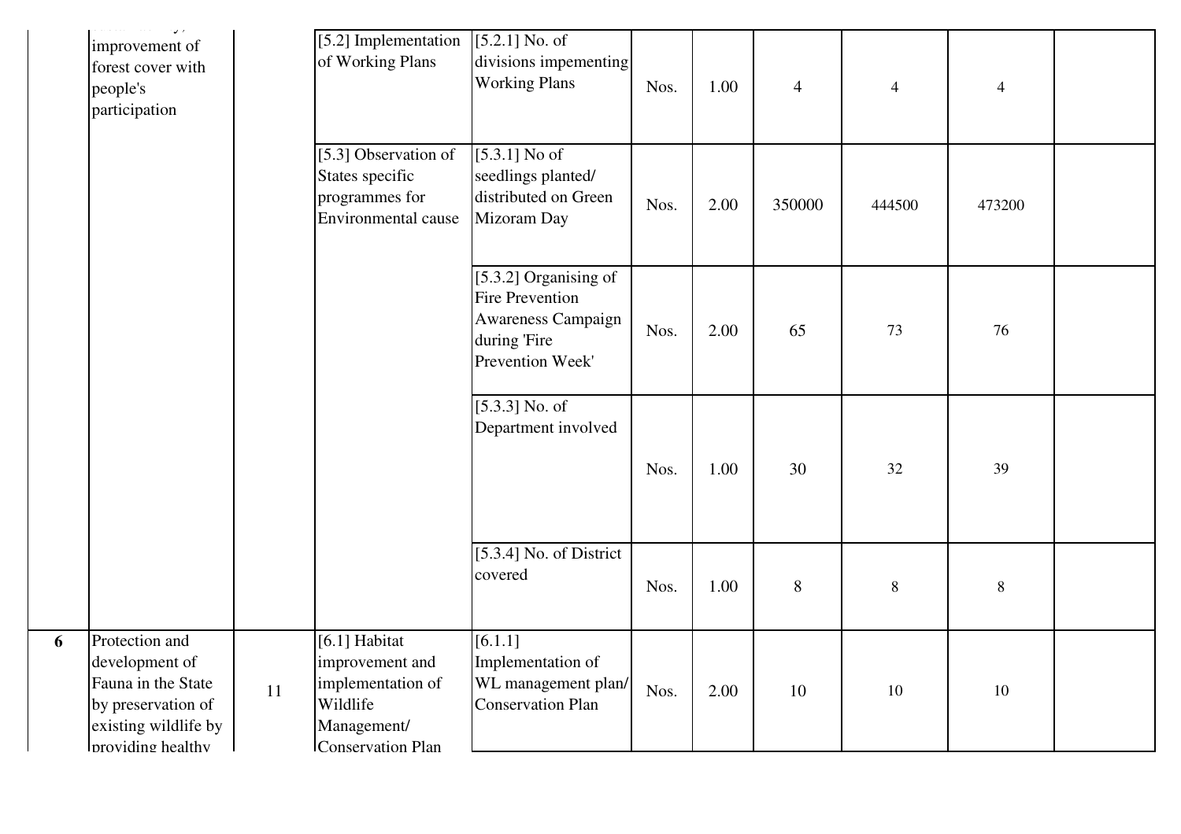| | | | | | | | | | | |
|---|---|---|---|---|---|---|---|---|---|---|
| | improvement of forest cover with people's participation | | [5.2] Implementation of Working Plans | [5.2.1] No. of divisions impementing Working Plans | Nos. | 1.00 | 4 | 4 | 4 | |
| | | | [5.3] Observation of States specific programmes for Environmental cause | [5.3.1] No of seedlings planted/ distributed on Green Mizoram Day | Nos. | 2.00 | 350000 | 444500 | 473200 | |
| | | | | [5.3.2] Organising of Fire Prevention Awareness Campaign during 'Fire Prevention Week' | Nos. | 2.00 | 65 | 73 | 76 | |
| | | | | [5.3.3] No. of Department involved | Nos. | 1.00 | 30 | 32 | 39 | |
| | | | | [5.3.4] No. of District covered | Nos. | 1.00 | 8 | 8 | 8 | |
| **6** | Protection and development of Fauna in the State by preservation of existing wildlife by providing healthy | 11 | [6.1] Habitat improvement and implementation of Wildlife Management/ Conservation Plan | [6.1.1] Implementation of WL management plan/ Conservation Plan | Nos. | 2.00 | 10 | 10 | 10 | |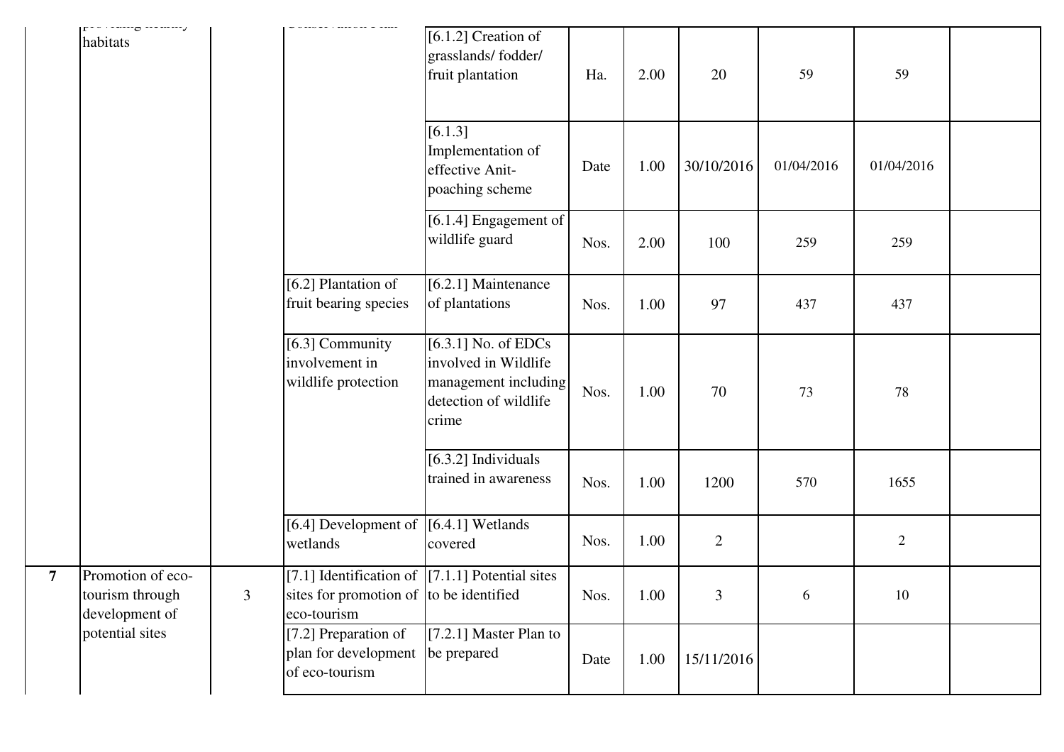| | | | | | | | | | | |
|---|---|---|---|---|---|---|---|---|---|---|
| | habitats | | | [6.1.2] Creation of grasslands/ fodder/ fruit plantation | Ha. | 2.00 | 20 | 59 | 59 | |
| | | | | [6.1.3] Implementation of effective Anit-poaching scheme | Date | 1.00 | 30/10/2016 | 01/04/2016 | 01/04/2016 | |
| | | | | [6.1.4] Engagement of wildlife guard | Nos. | 2.00 | 100 | 259 | 259 | |
| | | | [6.2] Plantation of fruit bearing species | [6.2.1] Maintenance of plantations | Nos. | 1.00 | 97 | 437 | 437 | |
| | | | [6.3] Community involvement in wildlife protection | [6.3.1] No. of EDCs involved in Wildlife management including detection of wildlife crime | Nos. | 1.00 | 70 | 73 | 78 | |
| | | | | [6.3.2] Individuals trained in awareness | Nos. | 1.00 | 1200 | 570 | 1655 | |
| | | | [6.4] Development of wetlands | [6.4.1] Wetlands covered | Nos. | 1.00 | 2 | | 2 | |
| 7 | Promotion of eco-tourism through development of potential sites | 3 | [7.1] Identification of sites for promotion of eco-tourism | [7.1.1] Potential sites to be identified | Nos. | 1.00 | 3 | 6 | 10 | |
| | | | [7.2] Preparation of plan for development of eco-tourism | [7.2.1] Master Plan to be prepared | Date | 1.00 | 15/11/2016 | | | |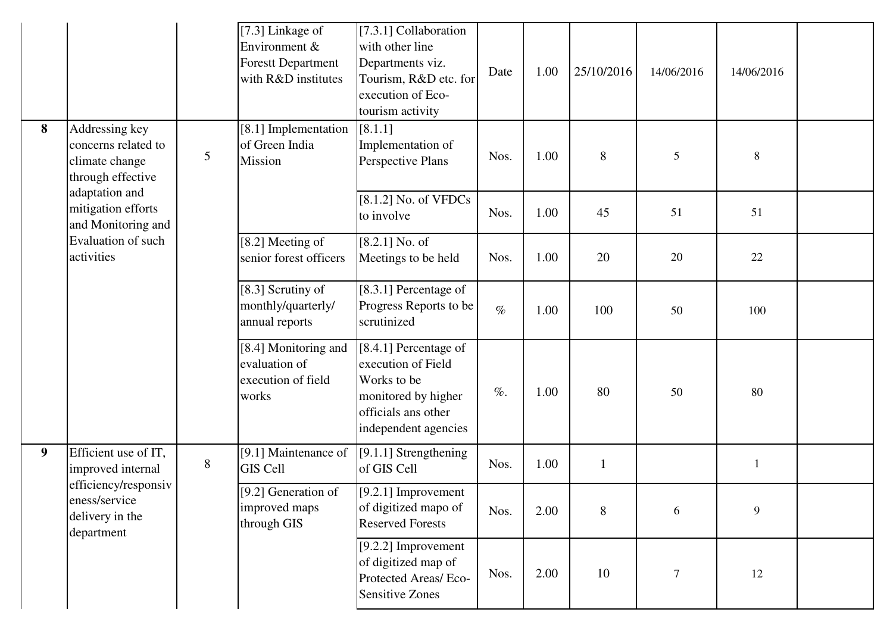| | | | | | | | | | | |
|---|---|---|---|---|---|---|---|---|---|---|
| | | | [7.3] Linkage of Environment & Forestt Department with R&D institutes | [7.3.1] Collaboration with other line Departments viz. Tourism, R&D etc. for execution of Eco-tourism activity | Date | 1.00 | 25/10/2016 | 14/06/2016 | 14/06/2016 | |
| **8** | Addressing key concerns related to climate change through effective adaptation and mitigation efforts and Monitoring and Evaluation of such activities | 5 | [8.1] Implementation of Green India Mission | [8.1.1] Implementation of Perspective Plans | Nos. | 1.00 | 8 | 5 | 8 | |
| | | | | [8.1.2] No. of VFDCs to involve | Nos. | 1.00 | 45 | 51 | 51 | |
| | | | [8.2] Meeting of senior forest officers | [8.2.1] No. of Meetings to be held | Nos. | 1.00 | 20 | 20 | 22 | |
| | | | [8.3] Scrutiny of monthly/quarterly/ annual reports | [8.3.1] Percentage of Progress Reports to be scrutinized | % | 1.00 | 100 | 50 | 100 | |
| | | | [8.4] Monitoring and evaluation of execution of field works | [8.4.1] Percentage of execution of Field Works to be monitored by higher officials ans other independent agencies | %. | 1.00 | 80 | 50 | 80 | |
| **9** | Efficient use of IT, improved internal efficiency/responsiveness/service delivery in the department | 8 | [9.1] Maintenance of GIS Cell | [9.1.1] Strengthening of GIS Cell | Nos. | 1.00 | 1 | | 1 | |
| | | | [9.2] Generation of improved maps through GIS | [9.2.1] Improvement of digitized mapo of Reserved Forests | Nos. | 2.00 | 8 | 6 | 9 | |
| | | | | [9.2.2] Improvement of digitized map of Protected Areas/ Eco-Sensitive Zones | Nos. | 2.00 | 10 | 7 | 12 | |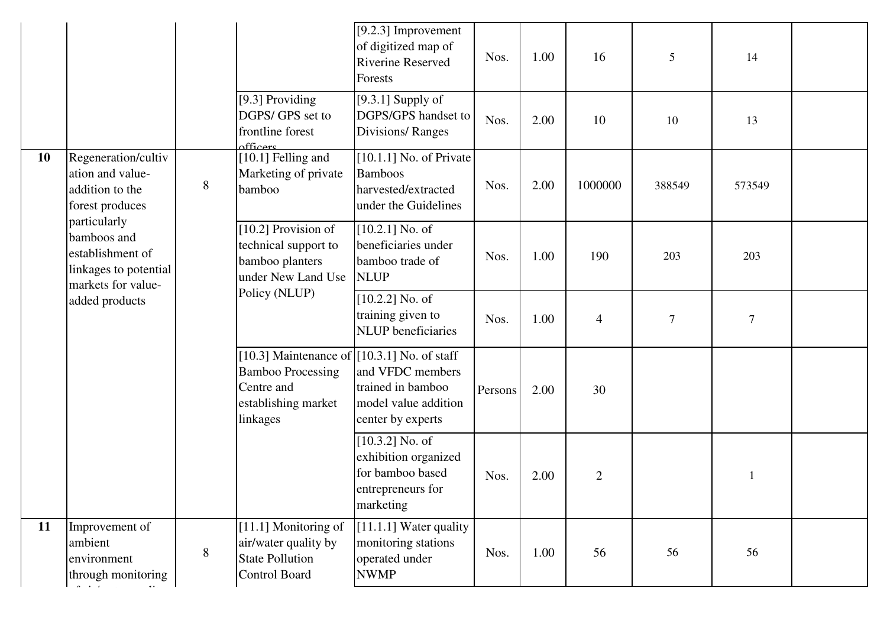| | | | | | | | | | | |
|---|---|---|---|---|---|---|---|---|---|---|
| | | | | [9.2.3] Improvement of digitized map of Riverine Reserved Forests | Nos. | 1.00 | 16 | 5 | 14 | |
| | | | [9.3] Providing DGPS/ GPS set to frontline forest officers | [9.3.1] Supply of DGPS/GPS handset to Divisions/ Ranges | Nos. | 2.00 | 10 | 10 | 13 | |
| 10 | Regeneration/cultivation and value-addition to the forest produces particularly bamboos and establishment of linkages to potential markets for value-added products | 8 | [10.1] Felling and Marketing of private bamboo | [10.1.1] No. of Private Bamboos harvested/extracted under the Guidelines | Nos. | 2.00 | 1000000 | 388549 | 573549 | |
| | | | [10.2] Provision of technical support to bamboo planters under New Land Use Policy (NLUP) | [10.2.1] No. of beneficiaries under bamboo trade of NLUP | Nos. | 1.00 | 190 | 203 | 203 | |
| | | | | [10.2.2] No. of training given to NLUP beneficiaries | Nos. | 1.00 | 4 | 7 | 7 | |
| | | | [10.3] Maintenance of Bamboo Processing Centre and establishing market linkages | [10.3.1] No. of staff and VFDC members trained in bamboo model value addition center by experts | Persons | 2.00 | 30 | | | |
| | | | | [10.3.2] No. of exhibition organized for bamboo based entrepreneurs for marketing | Nos. | 2.00 | 2 | | 1 | |
| 11 | Improvement of ambient environment through monitoring of air/water quality | 8 | [11.1] Monitoring of air/water quality by State Pollution Control Board | [11.1.1] Water quality monitoring stations operated under NWMP | Nos. | 1.00 | 56 | 56 | 56 | |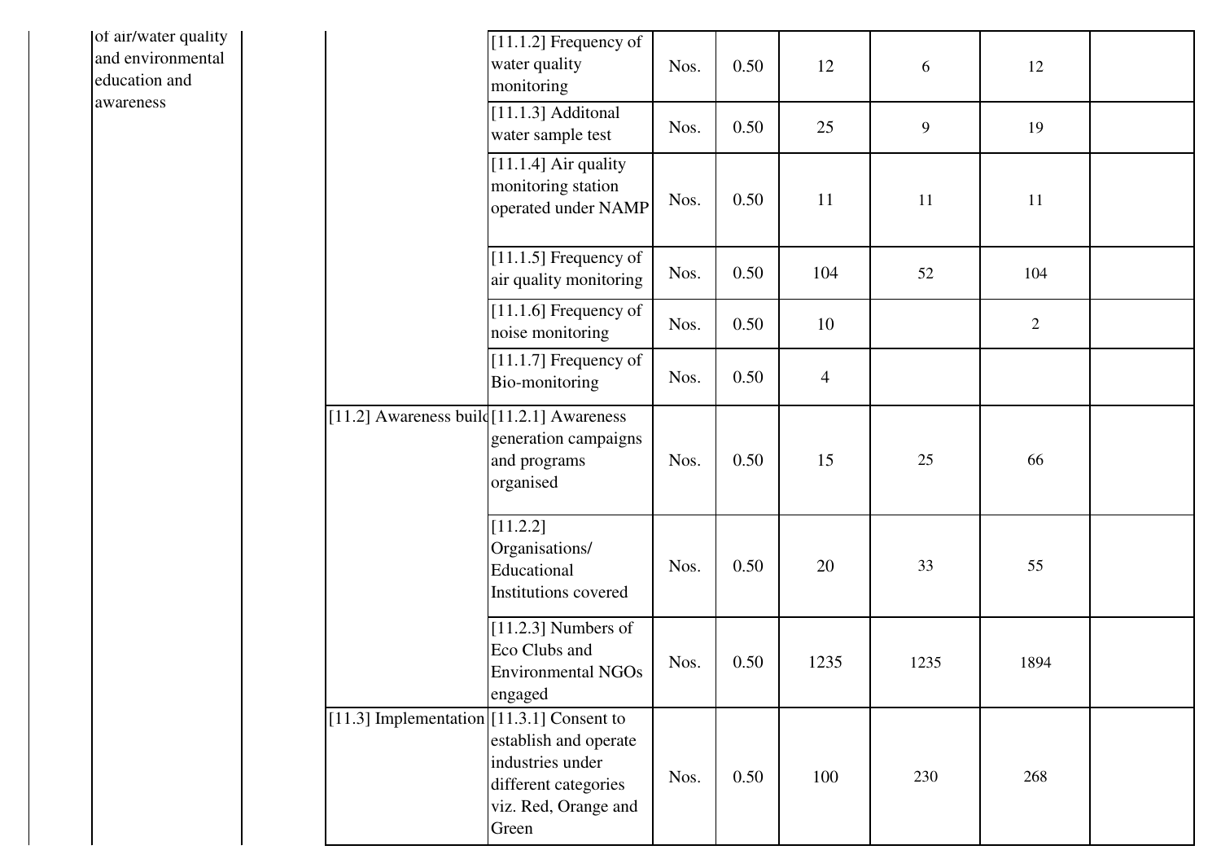| | | | | | | | | | |
|---|---|---|---|---|---|---|---|---|---|
| | of air/water quality and environmental education and awareness | | | [11.1.2] Frequency of water quality monitoring | Nos. | 0.50 | 12 | 6 | 12 | |
| | | | | [11.1.3] Additonal water sample test | Nos. | 0.50 | 25 | 9 | 19 | |
| | | | | [11.1.4] Air quality monitoring station operated under NAMP | Nos. | 0.50 | 11 | 11 | 11 | |
| | | | | [11.1.5] Frequency of air quality monitoring | Nos. | 0.50 | 104 | 52 | 104 | |
| | | | | [11.1.6] Frequency of noise monitoring | Nos. | 0.50 | 10 | | 2 | |
| | | | | [11.1.7] Frequency of Bio-monitoring | Nos. | 0.50 | 4 | | | |
| | | | [11.2] Awareness build | [11.2.1] Awareness generation campaigns and programs organised | Nos. | 0.50 | 15 | 25 | 66 | |
| | | | | [11.2.2] Organisations/ Educational Institutions covered | Nos. | 0.50 | 20 | 33 | 55 | |
| | | | | [11.2.3] Numbers of Eco Clubs and Environmental NGOs engaged | Nos. | 0.50 | 1235 | 1235 | 1894 | |
| | | | [11.3] Implementation | [11.3.1] Consent to establish and operate industries under different categories viz. Red, Orange and Green | Nos. | 0.50 | 100 | 230 | 268 | |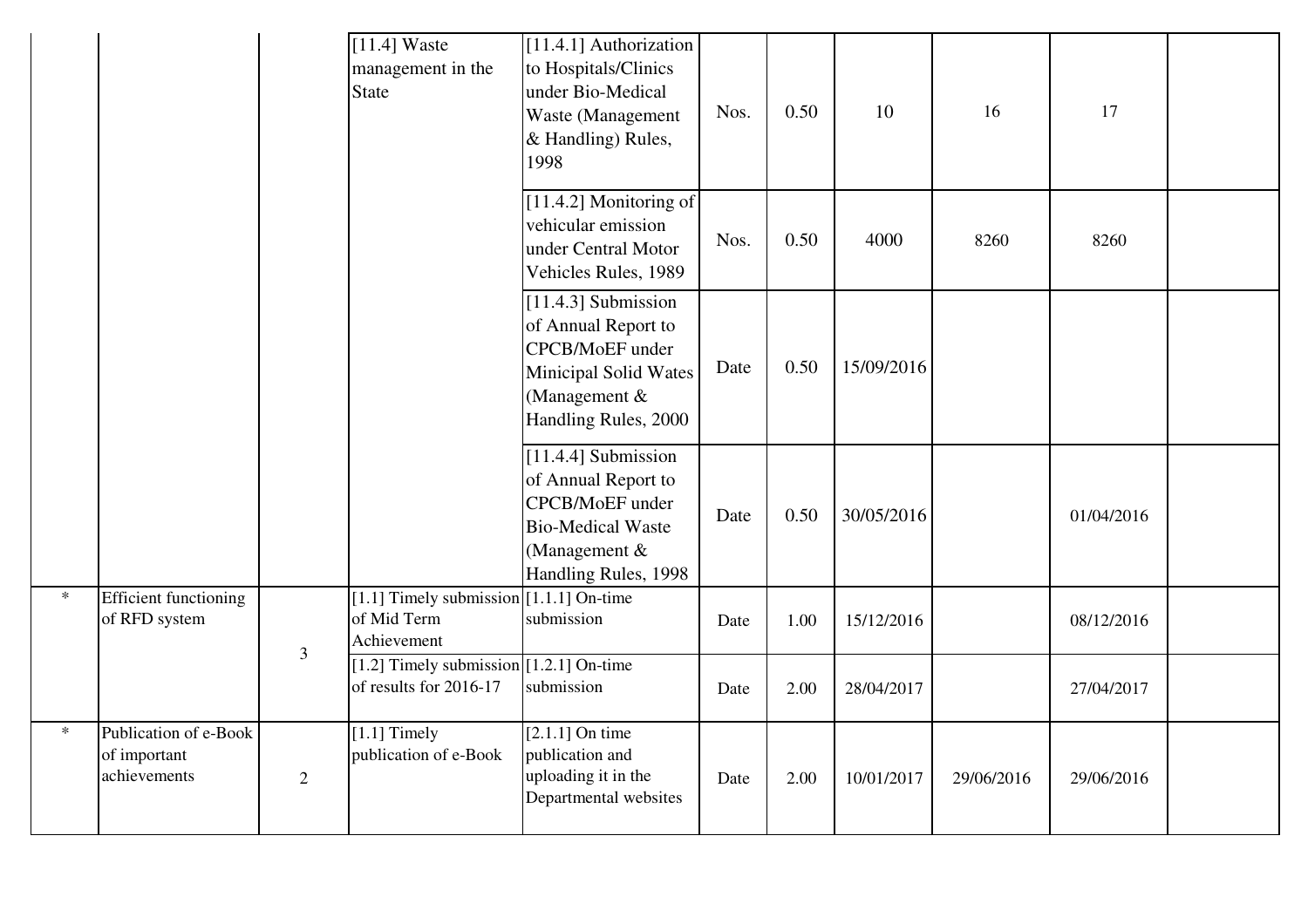| | | | [11.4] Waste management in the State | [11.4.1] Authorization to Hospitals/Clinics under Bio-Medical Waste (Management & Handling) Rules, 1998 | Nos. | 0.50 | 10 | 16 | 17 | |
|---|---|---|---|---|---|---|---|---|---|---|
| | | | | [11.4.2] Monitoring of vehicular emission under Central Motor Vehicles Rules, 1989 | Nos. | 0.50 | 4000 | 8260 | 8260 | |
| | | | | [11.4.3] Submission of Annual Report to CPCB/MoEF under Minicipal Solid Wates (Management & Handling Rules, 2000 | Date | 0.50 | 15/09/2016 | | | |
| | | | | [11.4.4] Submission of Annual Report to CPCB/MoEF under Bio-Medical Waste (Management & Handling Rules, 1998 | Date | 0.50 | 30/05/2016 | | 01/04/2016 | |
| * | Efficient functioning of RFD system | 3 | [1.1] Timely submission of Mid Term Achievement | [1.1.1] On-time submission | Date | 1.00 | 15/12/2016 | | 08/12/2016 | |
| | | | [1.2] Timely submission of results for 2016-17 | [1.2.1] On-time submission | Date | 2.00 | 28/04/2017 | | 27/04/2017 | |
| * | Publication of e-Book of important achievements | 2 | [1.1] Timely publication of e-Book | [2.1.1] On time publication and uploading it in the Departmental websites | Date | 2.00 | 10/01/2017 | 29/06/2016 | 29/06/2016 | |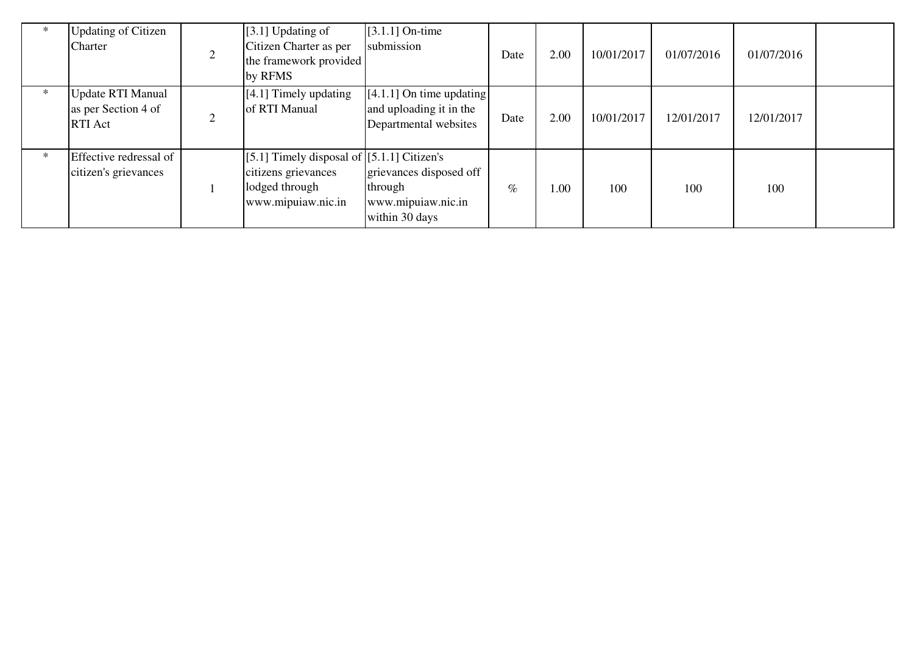| | | | | | | | | | | |
|---|---|---|---|---|---|---|---|---|---|---|
| * | Updating of Citizen Charter | 2 | [3.1] Updating of Citizen Charter as per the framework provided by RFMS | [3.1.1] On-time submission | Date | 2.00 | 10/01/2017 | 01/07/2016 | 01/07/2016 | |
| * | Update RTI Manual as per Section 4 of RTI Act | 2 | [4.1] Timely updating of RTI Manual | [4.1.1] On time updating and uploading it in the Departmental websites | Date | 2.00 | 10/01/2017 | 12/01/2017 | 12/01/2017 | |
| * | Effective redressal of citizen's grievances | 1 | [5.1] Timely disposal of citizens grievances lodged through www.mipuiaw.nic.in | [5.1.1] Citizen's grievances disposed off through www.mipuiaw.nic.in within 30 days | % | 1.00 | 100 | 100 | 100 | |